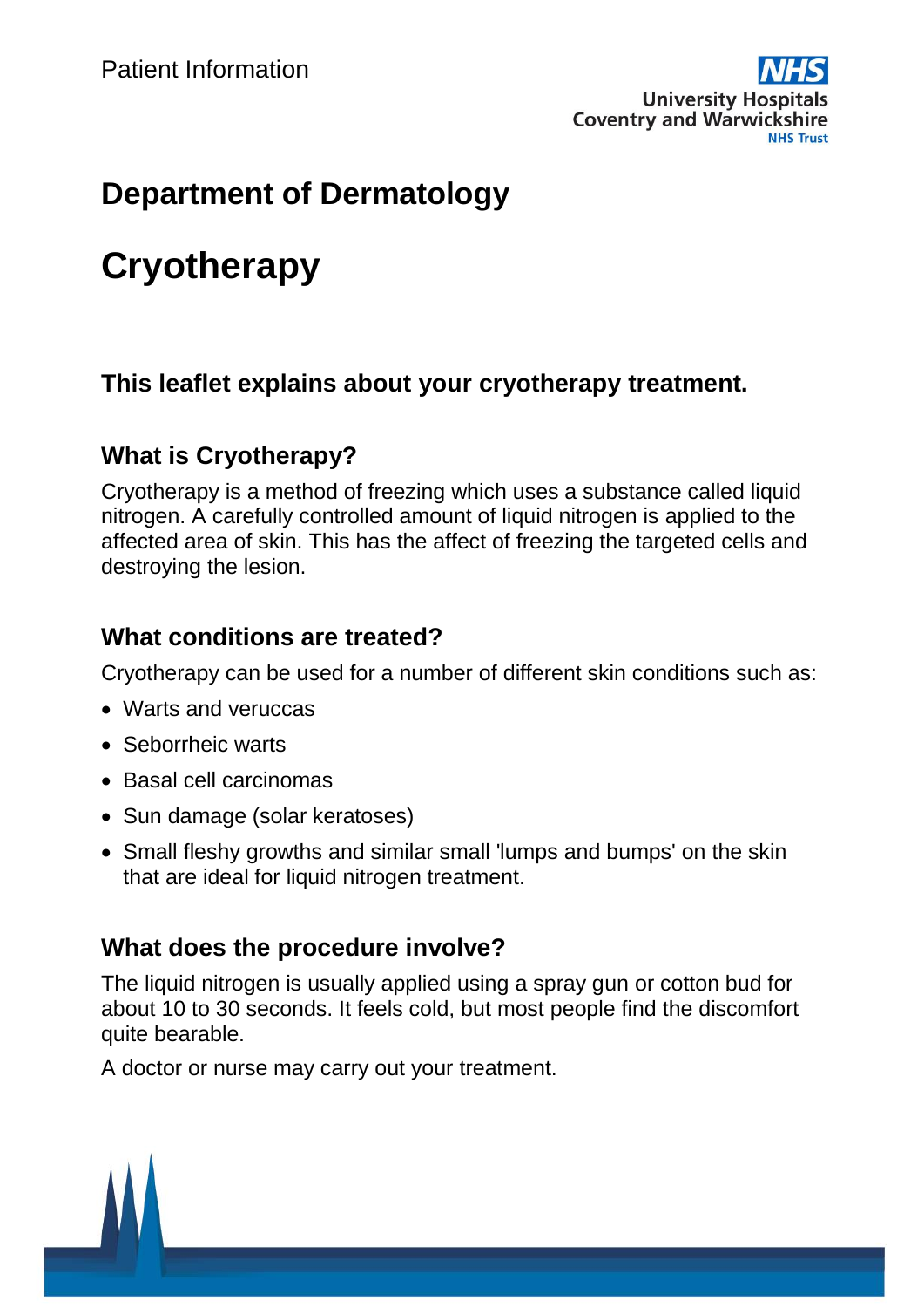Patient Information

University Hospitals Coventry and Warwickshire NHS Trust

# Department of Dermatology

# Cryotherapy

### This leaflet explains about your cryotherapy treatment.

## What is Cryotherapy?

Cryotherapy is a method of freezing which uses a substance called liquid nitrogen. A carefully controlled amount of liquid nitrogen is applied to the affected area of skin. This has the affect of freezing the targeted cells and destroying the lesion.

## What conditions are treated?

Cryotherapy can be used for a number of different skin conditions such as:

- Warts and veruccas
- Seborrheic warts
- Basal cell carcinomas
- Sun damage (solar keratoses)
- Small fleshy growths and similar small 'lumps and bumps' on the skin that are ideal for liquid nitrogen treatment.

## What does the procedure involve?

The liquid nitrogen is usually applied using a spray gun or cotton bud for about 10 to 30 seconds. It feels cold, but most people find the discomfort quite bearable.

A doctor or nurse may carry out your treatment.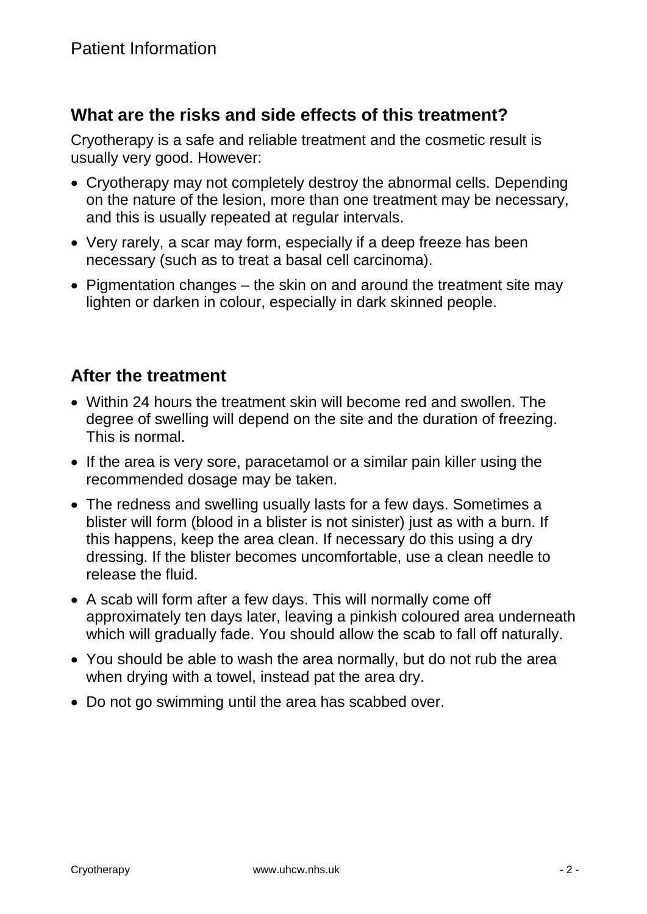## What are the risks and side effects of this treatment?

Cryotherapy is a safe and reliable treatment and the cosmetic result is usually very good. However:

- Cryotherapy may not completely destroy the abnormal cells. Depending on the nature of the lesion, more than one treatment may be necessary, and this is usually repeated at regular intervals.
- Very rarely, a scar may form, especially if a deep freeze has been necessary (such as to treat a basal cell carcinoma).
- Pigmentation changes – the skin on and around the treatment site may lighten or darken in colour, especially in dark skinned people.

## After the treatment

- Within 24 hours the treatment skin will become red and swollen. The degree of swelling will depend on the site and the duration of freezing. This is normal.
- If the area is very sore, paracetamol or a similar pain killer using the recommended dosage may be taken.
- The redness and swelling usually lasts for a few days. Sometimes a blister will form (blood in a blister is not sinister) just as with a burn. If this happens, keep the area clean. If necessary do this using a dry dressing. If the blister becomes uncomfortable, use a clean needle to release the fluid.
- A scab will form after a few days. This will normally come off approximately ten days later, leaving a pinkish coloured area underneath which will gradually fade. You should allow the scab to fall off naturally.
- You should be able to wash the area normally, but do not rub the area when drying with a towel, instead pat the area dry.
- Do not go swimming until the area has scabbed over.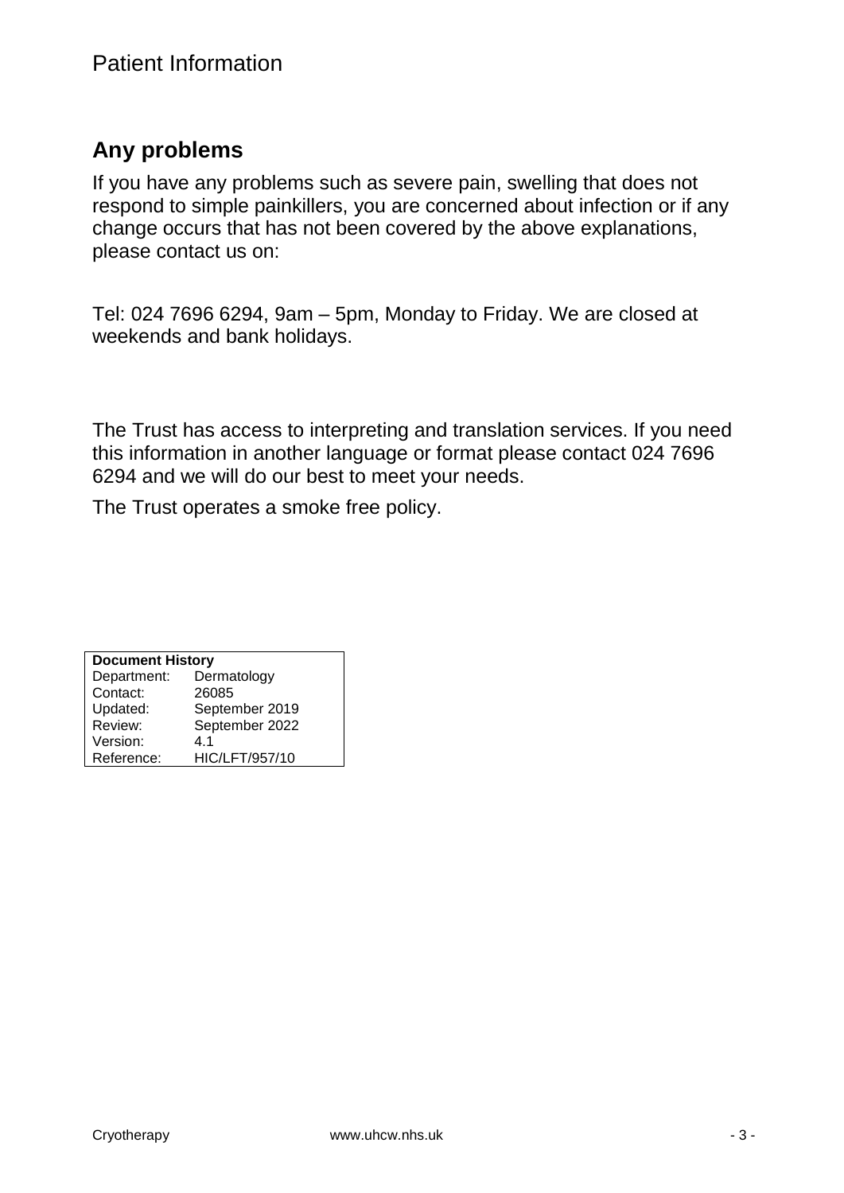## Any problems

If you have any problems such as severe pain, swelling that does not respond to simple painkillers, you are concerned about infection or if any change occurs that has not been covered by the above explanations, please contact us on:

Tel: 024 7696 6294, 9am – 5pm, Monday to Friday. We are closed at weekends and bank holidays.

The Trust has access to interpreting and translation services. If you need this information in another language or format please contact 024 7696 6294 and we will do our best to meet your needs.

The Trust operates a smoke free policy.

| **Document History** | |
|---|---|
| Department: | Dermatology |
| Contact: | 26085 |
| Updated: | September 2019 |
| Review: | September 2022 |
| Version: | 4.1 |
| Reference: | HIC/LFT/957/10 |